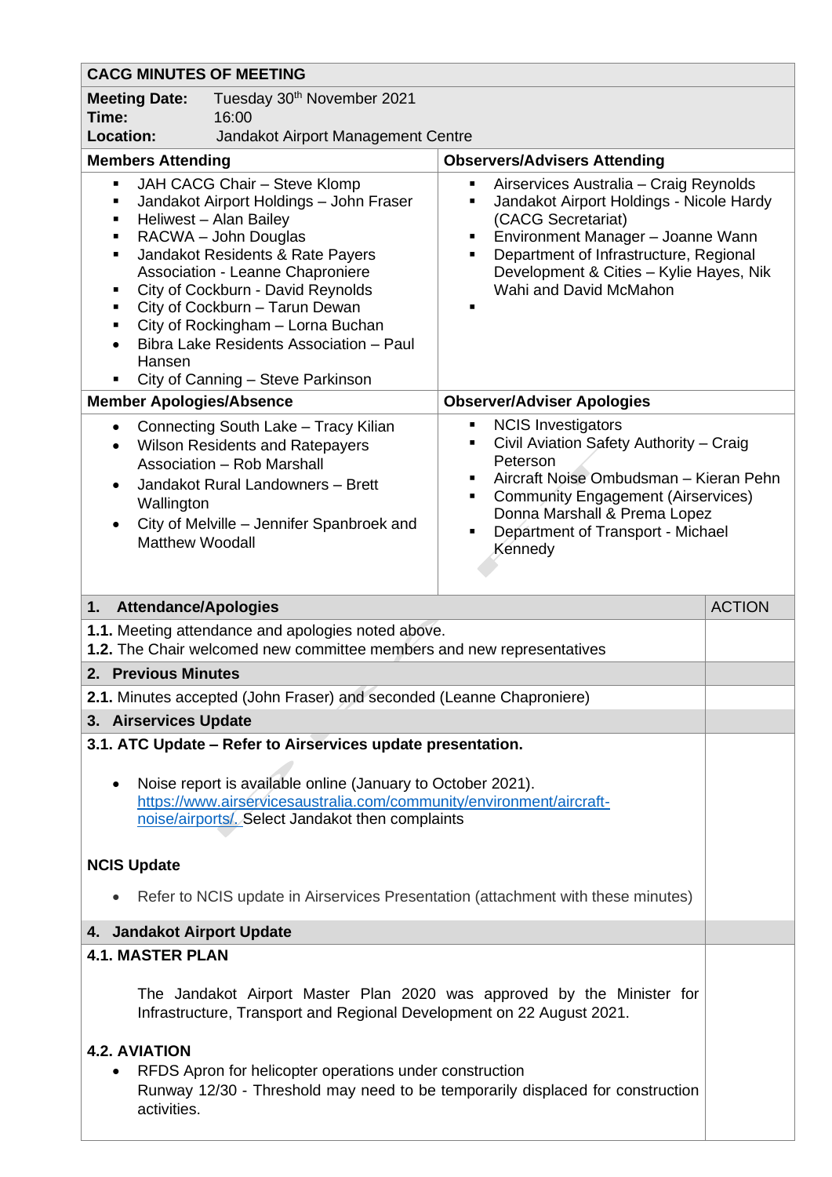## CACG MINUTES OF MEETING

**Meeting Date:** Tuesday 30th November 2021
**Time:** 16:00
**Location:** Jandakot Airport Management Centre

| Members Attending | Observers/Advisers Attending |
|---|---|
| • JAH CACG Chair – Steve Klomp<br>• Jandakot Airport Holdings – John Fraser<br>• Heliwest – Alan Bailey<br>• RACWA – John Douglas<br>• Jandakot Residents & Rate Payers Association - Leanne Chaproniere<br>• City of Cockburn - David Reynolds<br>• City of Cockburn – Tarun Dewan<br>• City of Rockingham – Lorna Buchan<br>• Bibra Lake Residents Association – Paul Hansen<br>• City of Canning – Steve Parkinson | • Airservices Australia – Craig Reynolds<br>• Jandakot Airport Holdings - Nicole Hardy (CACG Secretariat)<br>• Environment Manager – Joanne Wann<br>• Department of Infrastructure, Regional Development & Cities – Kylie Hayes, Nik Wahi and David McMahon<br>• |
| **Member Apologies/Absence** | **Observer/Adviser Apologies** |
| • Connecting South Lake – Tracy Kilian<br>• Wilson Residents and Ratepayers Association – Rob Marshall<br>• Jandakot Rural Landowners – Brett Wallington<br>• City of Melville – Jennifer Spanbroek and Matthew Woodall | • NCIS Investigators<br>• Civil Aviation Safety Authority – Craig Peterson<br>• Aircraft Noise Ombudsman – Kieran Pehn<br>• Community Engagement (Airservices) Donna Marshall & Prema Lopez<br>• Department of Transport - Michael Kennedy |

| **1. Attendance/Apologies** | **ACTION** |
|---|---|
| **1.1.** Meeting attendance and apologies noted above.<br>**1.2.** The Chair welcomed new committee members and new representatives | |
| **2. Previous Minutes** | |
| **2.1.** Minutes accepted (John Fraser) and seconded (Leanne Chaproniere) | |
| **3. Airservices Update** | |
| **3.1. ATC Update – Refer to Airservices update presentation.**<br><br>• Noise report is available online (January to October 2021). https://www.airservicesaustralia.com/community/environment/aircraft-noise/airports/. Select Jandakot then complaints<br><br>**NCIS Update**<br><br>• Refer to NCIS update in Airservices Presentation (attachment with these minutes) | |
| **4. Jandakot Airport Update** | |
| **4.1. MASTER PLAN**<br><br>The Jandakot Airport Master Plan 2020 was approved by the Minister for Infrastructure, Transport and Regional Development on 22 August 2021.<br><br>**4.2. AVIATION**<br>• RFDS Apron for helicopter operations under construction<br>Runway 12/30 - Threshold may need to be temporarily displaced for construction activities. | |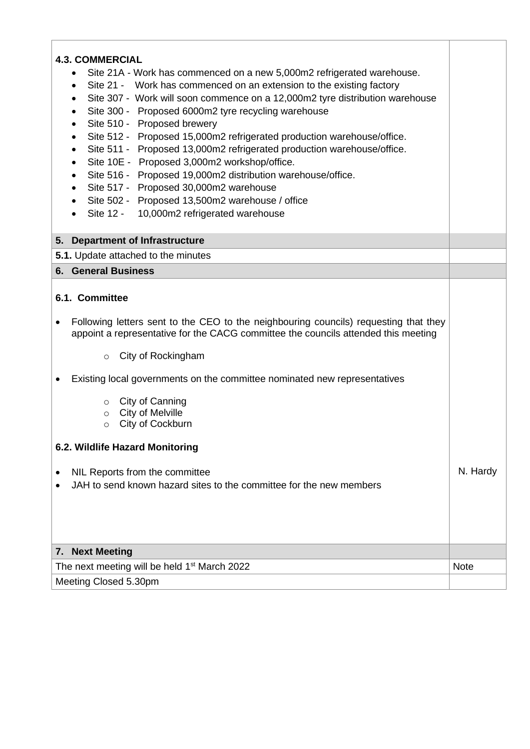| | |
|---|---|
| **4.3. COMMERCIAL**<br>• Site 21A - Work has commenced on a new 5,000m2 refrigerated warehouse.<br>• Site 21 - Work has commenced on an extension to the existing factory<br>• Site 307 - Work will soon commence on a 12,000m2 tyre distribution warehouse<br>• Site 300 - Proposed 6000m2 tyre recycling warehouse<br>• Site 510 - Proposed brewery<br>• Site 512 - Proposed 15,000m2 refrigerated production warehouse/office.<br>• Site 511 - Proposed 13,000m2 refrigerated production warehouse/office.<br>• Site 10E - Proposed 3,000m2 workshop/office.<br>• Site 516 - Proposed 19,000m2 distribution warehouse/office.<br>• Site 517 - Proposed 30,000m2 warehouse<br>• Site 502 - Proposed 13,500m2 warehouse / office<br>• Site 12 - 10,000m2 refrigerated warehouse | |
| **5. Department of Infrastructure** | |
| **5.1.** Update attached to the minutes | |
| **6. General Business** | |
| **6.1. Committee**<br>• Following letters sent to the CEO to the neighbouring councils) requesting that they appoint a representative for the CACG committee the councils attended this meeting<br>&nbsp;&nbsp;&nbsp;&nbsp;○ City of Rockingham<br>• Existing local governments on the committee nominated new representatives<br>&nbsp;&nbsp;&nbsp;&nbsp;○ City of Canning<br>&nbsp;&nbsp;&nbsp;&nbsp;○ City of Melville<br>&nbsp;&nbsp;&nbsp;&nbsp;○ City of Cockburn<br>**6.2. Wildlife Hazard Monitoring**<br>• NIL Reports from the committee<br>• JAH to send known hazard sites to the committee for the new members | N. Hardy |
| **7. Next Meeting** | |
| The next meeting will be held 1st March 2022 | Note |
| Meeting Closed 5.30pm | |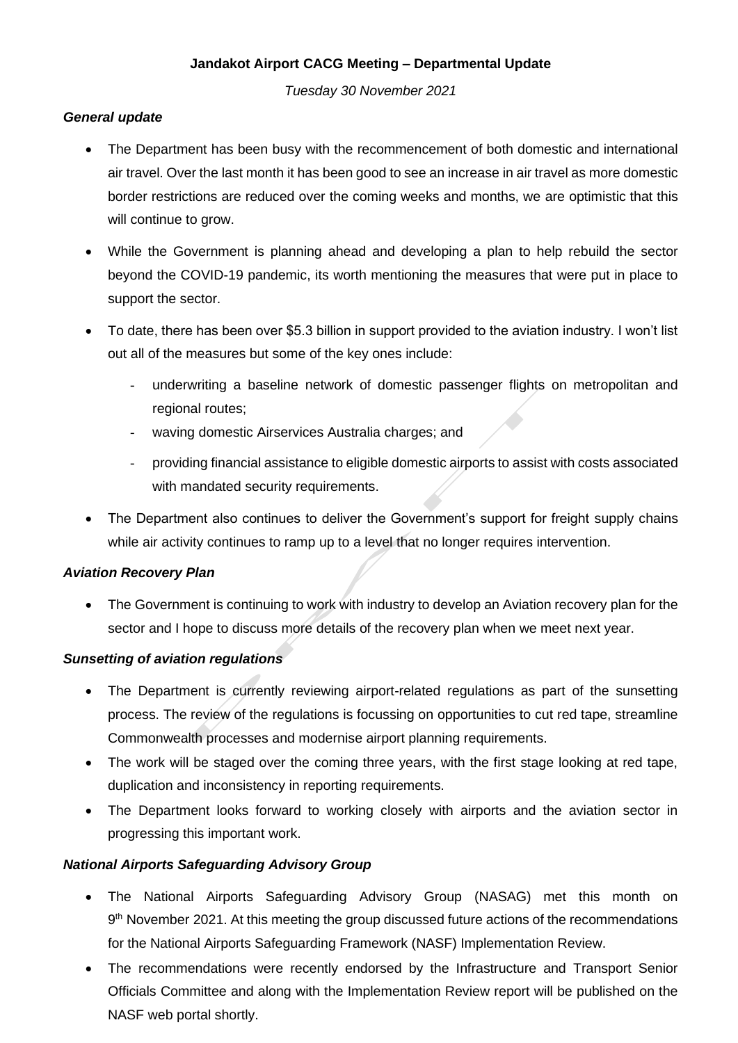**Jandakot Airport CACG Meeting – Departmental Update**

*Tuesday 30 November 2021*

***General update***

- The Department has been busy with the recommencement of both domestic and international air travel. Over the last month it has been good to see an increase in air travel as more domestic border restrictions are reduced over the coming weeks and months, we are optimistic that this will continue to grow.
- While the Government is planning ahead and developing a plan to help rebuild the sector beyond the COVID-19 pandemic, its worth mentioning the measures that were put in place to support the sector.
- To date, there has been over $5.3 billion in support provided to the aviation industry. I won't list out all of the measures but some of the key ones include:
  - underwriting a baseline network of domestic passenger flights on metropolitan and regional routes;
  - waving domestic Airservices Australia charges; and
  - providing financial assistance to eligible domestic airports to assist with costs associated with mandated security requirements.
- The Department also continues to deliver the Government's support for freight supply chains while air activity continues to ramp up to a level that no longer requires intervention.

***Aviation Recovery Plan***

- The Government is continuing to work with industry to develop an Aviation recovery plan for the sector and I hope to discuss more details of the recovery plan when we meet next year.

***Sunsetting of aviation regulations***

- The Department is currently reviewing airport-related regulations as part of the sunsetting process. The review of the regulations is focussing on opportunities to cut red tape, streamline Commonwealth processes and modernise airport planning requirements.
- The work will be staged over the coming three years, with the first stage looking at red tape, duplication and inconsistency in reporting requirements.
- The Department looks forward to working closely with airports and the aviation sector in progressing this important work.

***National Airports Safeguarding Advisory Group***

- The National Airports Safeguarding Advisory Group (NASAG) met this month on 9th November 2021. At this meeting the group discussed future actions of the recommendations for the National Airports Safeguarding Framework (NASF) Implementation Review.
- The recommendations were recently endorsed by the Infrastructure and Transport Senior Officials Committee and along with the Implementation Review report will be published on the NASF web portal shortly.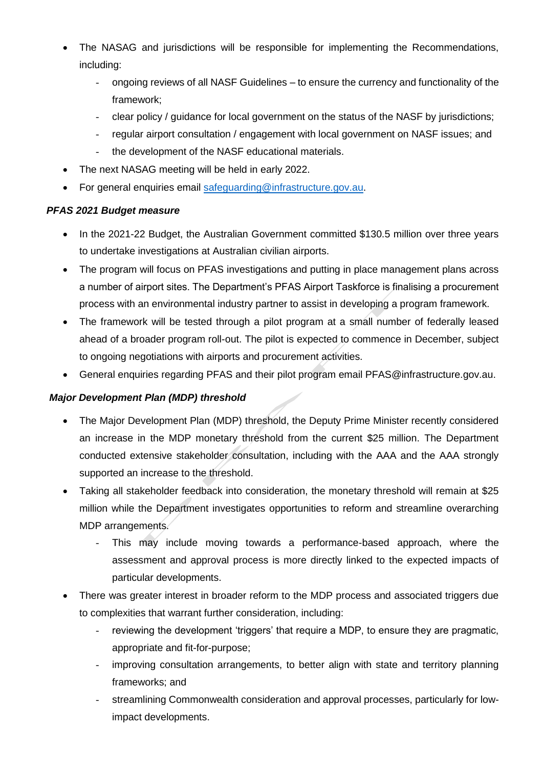- The NASAG and jurisdictions will be responsible for implementing the Recommendations, including:
  - ongoing reviews of all NASF Guidelines – to ensure the currency and functionality of the framework;
  - clear policy / guidance for local government on the status of the NASF by jurisdictions;
  - regular airport consultation / engagement with local government on NASF issues; and
  - the development of the NASF educational materials.
- The next NASAG meeting will be held in early 2022.
- For general enquires email safeguarding@infrastructure.gov.au.

***PFAS 2021 Budget measure***

- In the 2021-22 Budget, the Australian Government committed $130.5 million over three years to undertake investigations at Australian civilian airports.
- The program will focus on PFAS investigations and putting in place management plans across a number of airport sites. The Department's PFAS Airport Taskforce is finalising a procurement process with an environmental industry partner to assist in developing a program framework.
- The framework will be tested through a pilot program at a small number of federally leased ahead of a broader program roll-out. The pilot is expected to commence in December, subject to ongoing negotiations with airports and procurement activities.
- General enquiries regarding PFAS and their pilot program email PFAS@infrastructure.gov.au.

***Major Development Plan (MDP) threshold***

- The Major Development Plan (MDP) threshold, the Deputy Prime Minister recently considered an increase in the MDP monetary threshold from the current $25 million. The Department conducted extensive stakeholder consultation, including with the AAA and the AAA strongly supported an increase to the threshold.
- Taking all stakeholder feedback into consideration, the monetary threshold will remain at $25 million while the Department investigates opportunities to reform and streamline overarching MDP arrangements.
  - This may include moving towards a performance-based approach, where the assessment and approval process is more directly linked to the expected impacts of particular developments.
- There was greater interest in broader reform to the MDP process and associated triggers due to complexities that warrant further consideration, including:
  - reviewing the development 'triggers' that require a MDP, to ensure they are pragmatic, appropriate and fit-for-purpose;
  - improving consultation arrangements, to better align with state and territory planning frameworks; and
  - streamlining Commonwealth consideration and approval processes, particularly for low-impact developments.